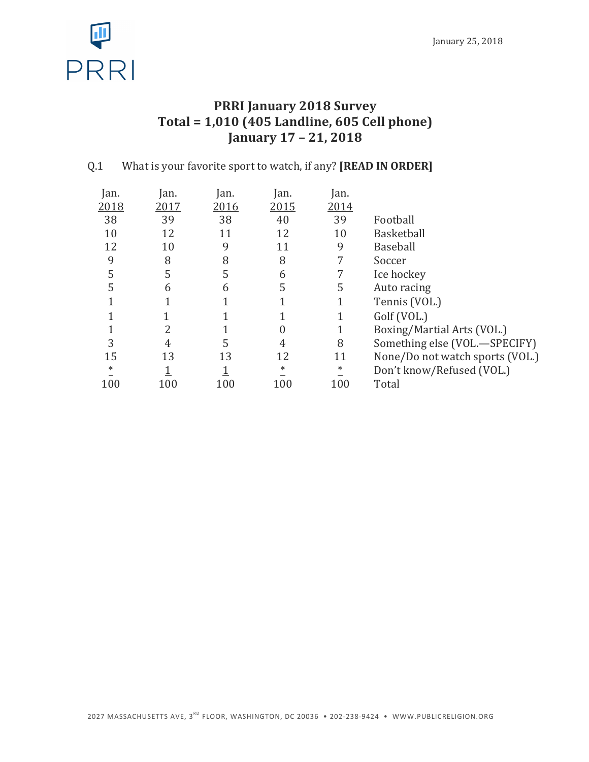January 25, 2018

# PRRI January 2018 Survey
## Total = 1,010 (405 Landline, 605 Cell phone)
## January 17 – 21, 2018

Q.1 What is your favorite sport to watch, if any? **[READ IN ORDER]**

| Jan. 2018 | Jan. 2017 | Jan. 2016 | Jan. 2015 | Jan. 2014 | |
|---|---|---|---|---|---|
| 38 | 39 | 38 | 40 | 39 | Football |
| 10 | 12 | 11 | 12 | 10 | Basketball |
| 12 | 10 | 9 | 11 | 9 | Baseball |
| 9 | 8 | 8 | 8 | 7 | Soccer |
| 5 | 5 | 5 | 6 | 7 | Ice hockey |
| 5 | 6 | 6 | 5 | 5 | Auto racing |
| 1 | 1 | 1 | 1 | 1 | Tennis (VOL.) |
| 1 | 1 | 1 | 1 | 1 | Golf (VOL.) |
| 1 | 2 | 1 | 0 | 1 | Boxing/Martial Arts (VOL.) |
| 3 | 4 | 5 | 4 | 8 | Something else (VOL.—SPECIFY) |
| 15 | 13 | 13 | 12 | 11 | None/Do not watch sports (VOL.) |
| * | 1 | 1 | * | * | Don't know/Refused (VOL.) |
| 100 | 100 | 100 | 100 | 100 | Total |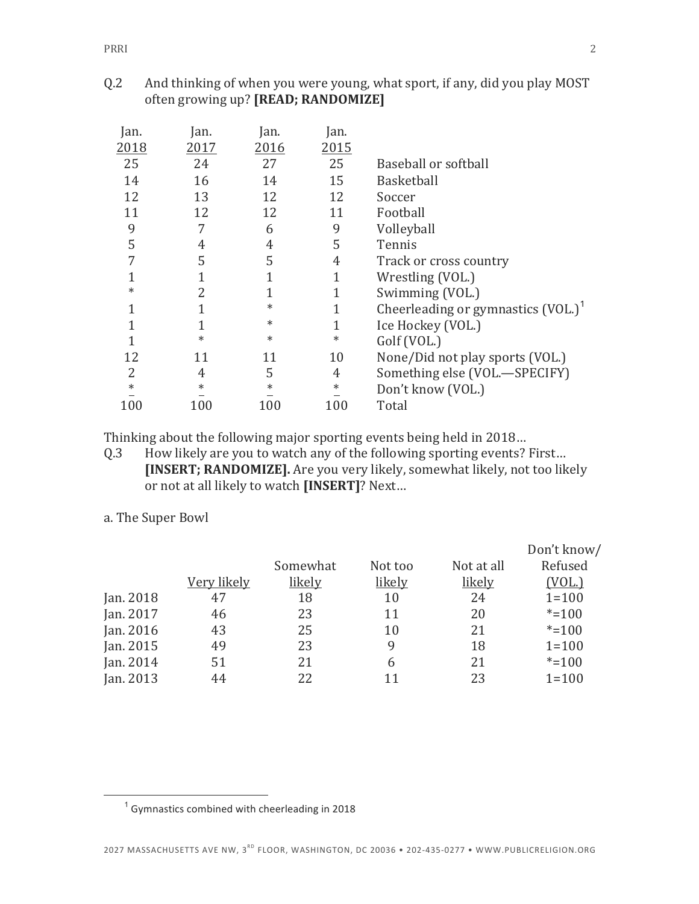Q.2 And thinking of when you were young, what sport, if any, did you play MOST often growing up? **[READ; RANDOMIZE]**

| Jan. 2018 | Jan. 2017 | Jan. 2016 | Jan. 2015 | |
|---|---|---|---|---|
| 25 | 24 | 27 | 25 | Baseball or softball |
| 14 | 16 | 14 | 15 | Basketball |
| 12 | 13 | 12 | 12 | Soccer |
| 11 | 12 | 12 | 11 | Football |
| 9 | 7 | 6 | 9 | Volleyball |
| 5 | 4 | 4 | 5 | Tennis |
| 7 | 5 | 5 | 4 | Track or cross country |
| 1 | 1 | 1 | 1 | Wrestling (VOL.) |
| * | 2 | 1 | 1 | Swimming (VOL.) |
| 1 | 1 | * | 1 | Cheerleading or gymnastics (VOL.)[1] |
| 1 | 1 | * | 1 | Ice Hockey (VOL.) |
| 1 | * | * | * | Golf (VOL.) |
| 12 | 11 | 11 | 10 | None/Did not play sports (VOL.) |
| 2 | 4 | 5 | 4 | Something else (VOL.—SPECIFY) |
| * | * | * | * | Don't know (VOL.) |
| 100 | 100 | 100 | 100 | Total |

Thinking about the following major sporting events being held in 2018…

Q.3 How likely are you to watch any of the following sporting events? First… **[INSERT; RANDOMIZE].** Are you very likely, somewhat likely, not too likely or not at all likely to watch **[INSERT]**? Next…

a. The Super Bowl

| | Very likely | Somewhat likely | Not too likely | Not at all likely | Don't know/ Refused (VOL.) |
|---|---|---|---|---|---|
| Jan. 2018 | 47 | 18 | 10 | 24 | 1=100 |
| Jan. 2017 | 46 | 23 | 11 | 20 | *=100 |
| Jan. 2016 | 43 | 25 | 10 | 21 | *=100 |
| Jan. 2015 | 49 | 23 | 9 | 18 | 1=100 |
| Jan. 2014 | 51 | 21 | 6 | 21 | *=100 |
| Jan. 2013 | 44 | 22 | 11 | 23 | 1=100 |

[1] Gymnastics combined with cheerleading in 2018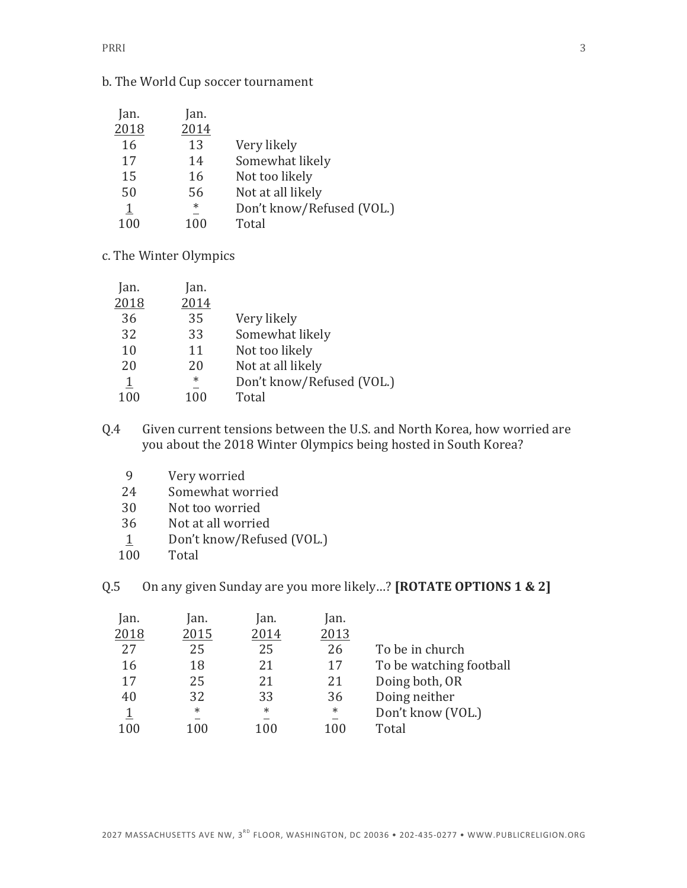b. The World Cup soccer tournament

| Jan. 2018 | Jan. 2014 | |
|---|---|---|
| 16 | 13 | Very likely |
| 17 | 14 | Somewhat likely |
| 15 | 16 | Not too likely |
| 50 | 56 | Not at all likely |
| 1 | * | Don't know/Refused (VOL.) |
| 100 | 100 | Total |

c. The Winter Olympics

| Jan. 2018 | Jan. 2014 | |
|---|---|---|
| 36 | 35 | Very likely |
| 32 | 33 | Somewhat likely |
| 10 | 11 | Not too likely |
| 20 | 20 | Not at all likely |
| 1 | * | Don't know/Refused (VOL.) |
| 100 | 100 | Total |

Q.4 Given current tensions between the U.S. and North Korea, how worried are you about the 2018 Winter Olympics being hosted in South Korea?

| | |
|---|---|
| 9 | Very worried |
| 24 | Somewhat worried |
| 30 | Not too worried |
| 36 | Not at all worried |
| 1 | Don't know/Refused (VOL.) |
| 100 | Total |

Q.5 On any given Sunday are you more likely…? **[ROTATE OPTIONS 1 & 2]**

| Jan. 2018 | Jan. 2015 | Jan. 2014 | Jan. 2013 | |
|---|---|---|---|---|
| 27 | 25 | 25 | 26 | To be in church |
| 16 | 18 | 21 | 17 | To be watching football |
| 17 | 25 | 21 | 21 | Doing both, OR |
| 40 | 32 | 33 | 36 | Doing neither |
| 1 | * | * | * | Don't know (VOL.) |
| 100 | 100 | 100 | 100 | Total |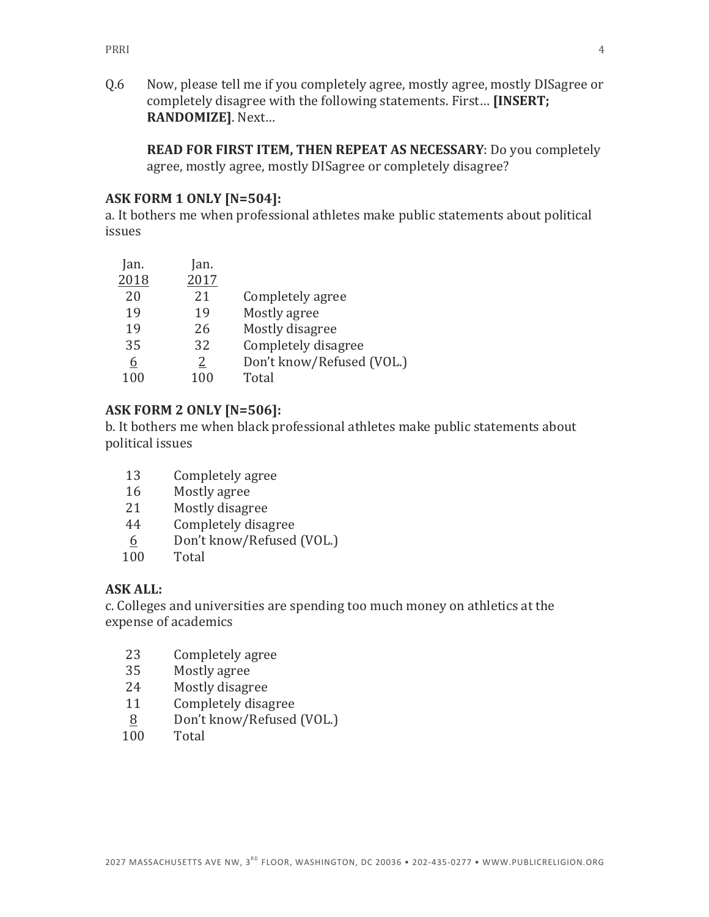Q.6 Now, please tell me if you completely agree, mostly agree, mostly DISagree or completely disagree with the following statements. First… **[INSERT; RANDOMIZE]**. Next…

**READ FOR FIRST ITEM, THEN REPEAT AS NECESSARY**: Do you completely agree, mostly agree, mostly DISagree or completely disagree?

**ASK FORM 1 ONLY [N=504]:**

a. It bothers me when professional athletes make public statements about political issues

| Jan. 2018 | Jan. 2017 | |
|---|---|---|
| 20 | 21 | Completely agree |
| 19 | 19 | Mostly agree |
| 19 | 26 | Mostly disagree |
| 35 | 32 | Completely disagree |
| 6 | 2 | Don't know/Refused (VOL.) |
| 100 | 100 | Total |

**ASK FORM 2 ONLY [N=506]:**

b. It bothers me when black professional athletes make public statements about political issues

| | |
|---|---|
| 13 | Completely agree |
| 16 | Mostly agree |
| 21 | Mostly disagree |
| 44 | Completely disagree |
| 6 | Don't know/Refused (VOL.) |
| 100 | Total |

**ASK ALL:**

c. Colleges and universities are spending too much money on athletics at the expense of academics

| | |
|---|---|
| 23 | Completely agree |
| 35 | Mostly agree |
| 24 | Mostly disagree |
| 11 | Completely disagree |
| 8 | Don't know/Refused (VOL.) |
| 100 | Total |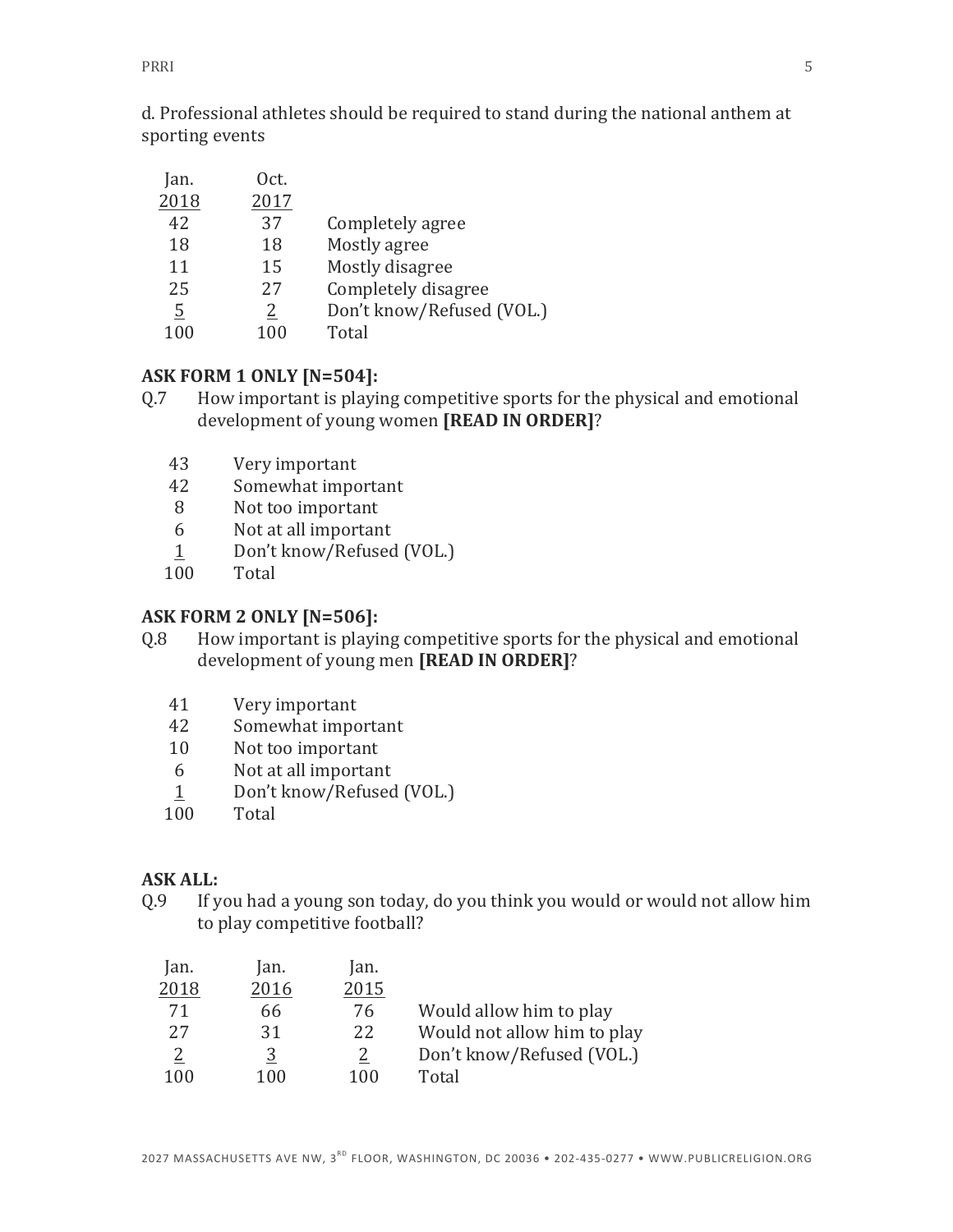d. Professional athletes should be required to stand during the national anthem at sporting events

| Jan. 2018 | Oct. 2017 | |
|---|---|---|
| 42 | 37 | Completely agree |
| 18 | 18 | Mostly agree |
| 11 | 15 | Mostly disagree |
| 25 | 27 | Completely disagree |
| 5 | 2 | Don't know/Refused (VOL.) |
| 100 | 100 | Total |

**ASK FORM 1 ONLY [N=504]:**

Q.7 How important is playing competitive sports for the physical and emotional development of young women **[READ IN ORDER]**?

| | |
|---|---|
| 43 | Very important |
| 42 | Somewhat important |
| 8 | Not too important |
| 6 | Not at all important |
| 1 | Don't know/Refused (VOL.) |
| 100 | Total |

**ASK FORM 2 ONLY [N=506]:**

Q.8 How important is playing competitive sports for the physical and emotional development of young men **[READ IN ORDER]**?

| | |
|---|---|
| 41 | Very important |
| 42 | Somewhat important |
| 10 | Not too important |
| 6 | Not at all important |
| 1 | Don't know/Refused (VOL.) |
| 100 | Total |

**ASK ALL:**

Q.9 If you had a young son today, do you think you would or would not allow him to play competitive football?

| Jan. 2018 | Jan. 2016 | Jan. 2015 | |
|---|---|---|---|
| 71 | 66 | 76 | Would allow him to play |
| 27 | 31 | 22 | Would not allow him to play |
| 2 | 3 | 2 | Don't know/Refused (VOL.) |
| 100 | 100 | 100 | Total |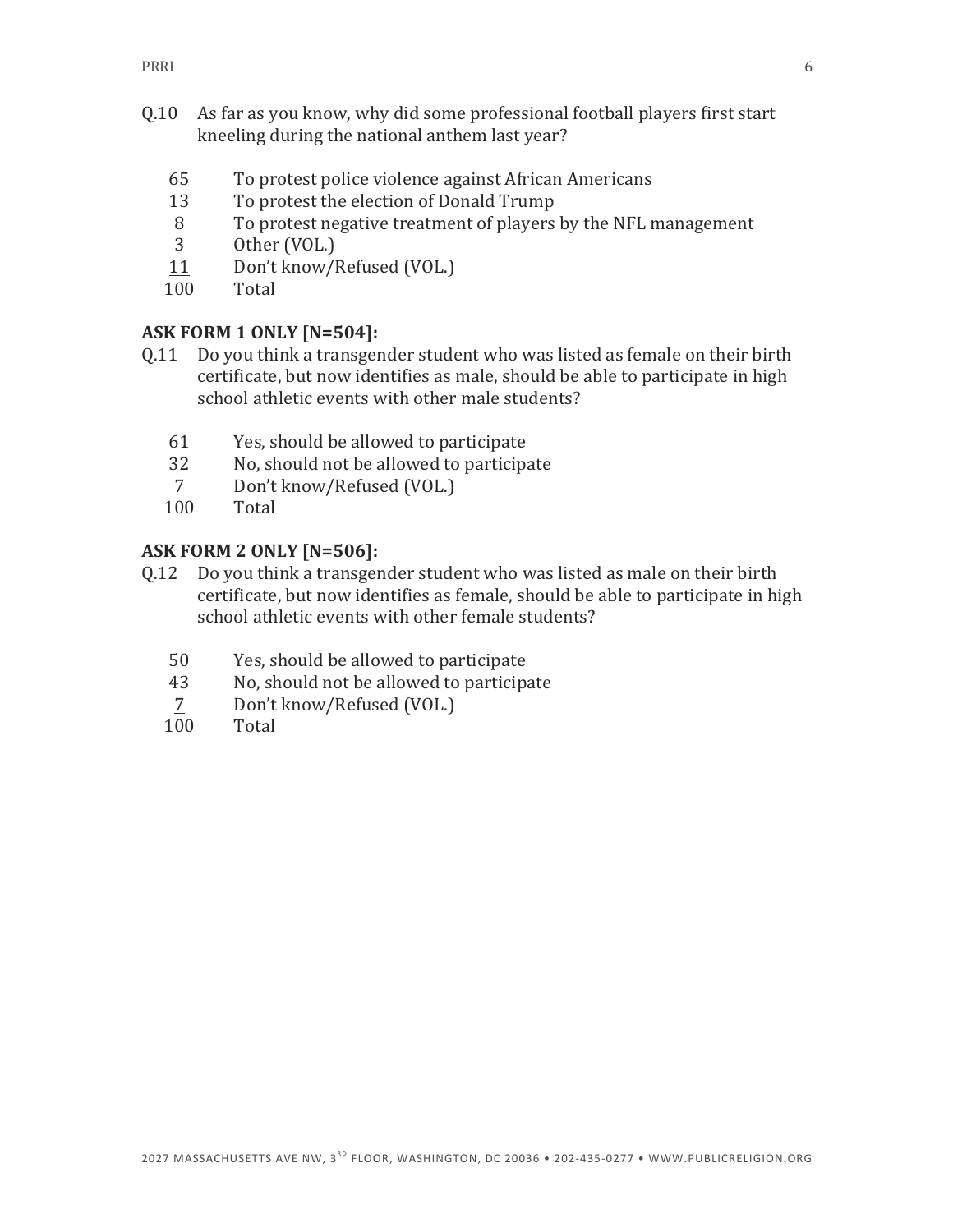Q.10 As far as you know, why did some professional football players first start kneeling during the national anthem last year?

| | |
|---|---|
| 65 | To protest police violence against African Americans |
| 13 | To protest the election of Donald Trump |
| 8 | To protest negative treatment of players by the NFL management |
| 3 | Other (VOL.) |
| 11 | Don't know/Refused (VOL.) |
| 100 | Total |

**ASK FORM 1 ONLY [N=504]:**

Q.11 Do you think a transgender student who was listed as female on their birth certificate, but now identifies as male, should be able to participate in high school athletic events with other male students?

| | |
|---|---|
| 61 | Yes, should be allowed to participate |
| 32 | No, should not be allowed to participate |
| 7 | Don't know/Refused (VOL.) |
| 100 | Total |

**ASK FORM 2 ONLY [N=506]:**

Q.12 Do you think a transgender student who was listed as male on their birth certificate, but now identifies as female, should be able to participate in high school athletic events with other female students?

| | |
|---|---|
| 50 | Yes, should be allowed to participate |
| 43 | No, should not be allowed to participate |
| 7 | Don't know/Refused (VOL.) |
| 100 | Total |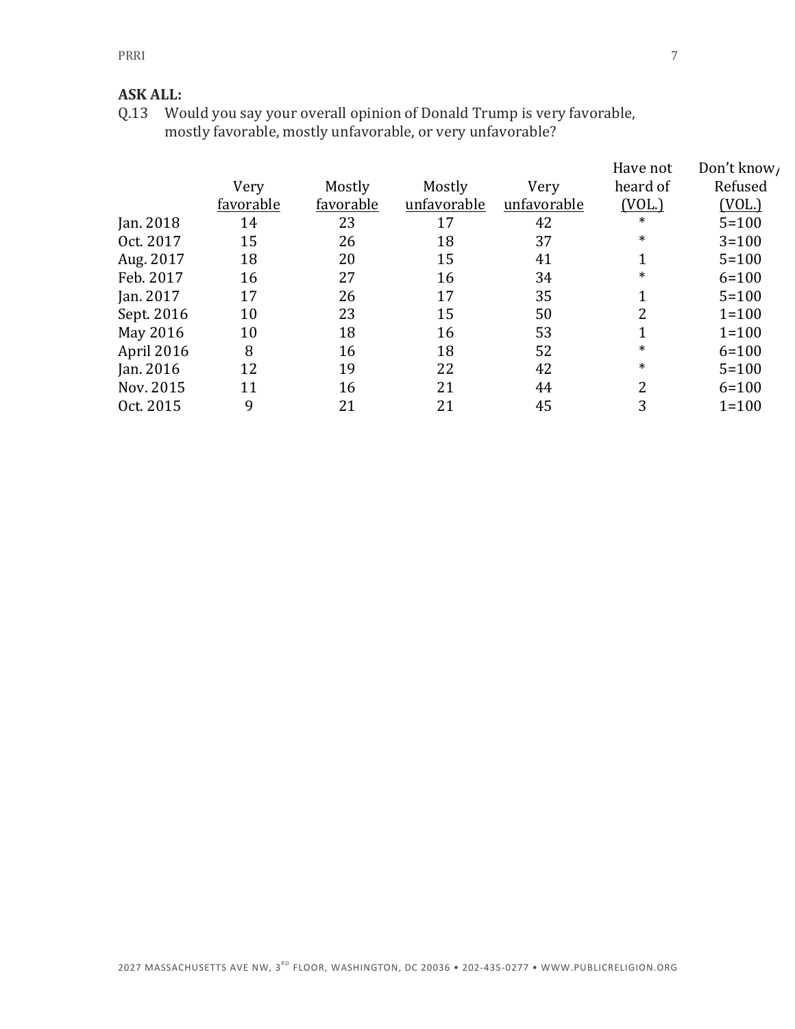**ASK ALL:**

Q.13 Would you say your overall opinion of Donald Trump is very favorable, mostly favorable, mostly unfavorable, or very unfavorable?

| | Very favorable | Mostly favorable | Mostly unfavorable | Very unfavorable | Have not heard of (VOL.) | Don't know/ Refused (VOL.) |
|---|---|---|---|---|---|---|
| Jan. 2018 | 14 | 23 | 17 | 42 | * | 5=100 |
| Oct. 2017 | 15 | 26 | 18 | 37 | * | 3=100 |
| Aug. 2017 | 18 | 20 | 15 | 41 | 1 | 5=100 |
| Feb. 2017 | 16 | 27 | 16 | 34 | * | 6=100 |
| Jan. 2017 | 17 | 26 | 17 | 35 | 1 | 5=100 |
| Sept. 2016 | 10 | 23 | 15 | 50 | 2 | 1=100 |
| May 2016 | 10 | 18 | 16 | 53 | 1 | 1=100 |
| April 2016 | 8 | 16 | 18 | 52 | * | 6=100 |
| Jan. 2016 | 12 | 19 | 22 | 42 | * | 5=100 |
| Nov. 2015 | 11 | 16 | 21 | 44 | 2 | 6=100 |
| Oct. 2015 | 9 | 21 | 21 | 45 | 3 | 1=100 |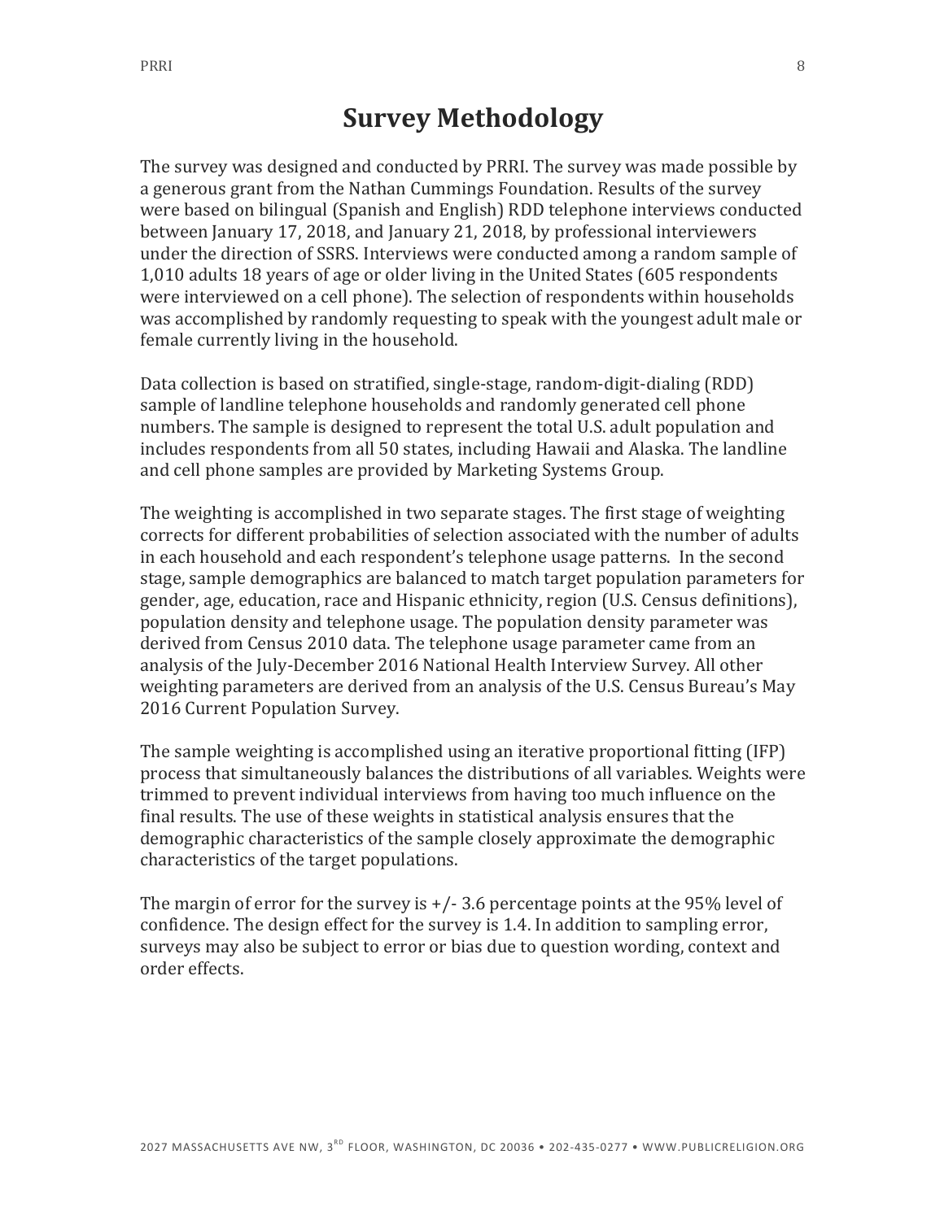# Survey Methodology

The survey was designed and conducted by PRRI. The survey was made possible by a generous grant from the Nathan Cummings Foundation. Results of the survey were based on bilingual (Spanish and English) RDD telephone interviews conducted between January 17, 2018, and January 21, 2018, by professional interviewers under the direction of SSRS. Interviews were conducted among a random sample of 1,010 adults 18 years of age or older living in the United States (605 respondents were interviewed on a cell phone). The selection of respondents within households was accomplished by randomly requesting to speak with the youngest adult male or female currently living in the household.

Data collection is based on stratified, single-stage, random-digit-dialing (RDD) sample of landline telephone households and randomly generated cell phone numbers. The sample is designed to represent the total U.S. adult population and includes respondents from all 50 states, including Hawaii and Alaska. The landline and cell phone samples are provided by Marketing Systems Group.

The weighting is accomplished in two separate stages. The first stage of weighting corrects for different probabilities of selection associated with the number of adults in each household and each respondent's telephone usage patterns. In the second stage, sample demographics are balanced to match target population parameters for gender, age, education, race and Hispanic ethnicity, region (U.S. Census definitions), population density and telephone usage. The population density parameter was derived from Census 2010 data. The telephone usage parameter came from an analysis of the July-December 2016 National Health Interview Survey. All other weighting parameters are derived from an analysis of the U.S. Census Bureau's May 2016 Current Population Survey.

The sample weighting is accomplished using an iterative proportional fitting (IFP) process that simultaneously balances the distributions of all variables. Weights were trimmed to prevent individual interviews from having too much influence on the final results. The use of these weights in statistical analysis ensures that the demographic characteristics of the sample closely approximate the demographic characteristics of the target populations.

The margin of error for the survey is +/- 3.6 percentage points at the 95% level of confidence. The design effect for the survey is 1.4. In addition to sampling error, surveys may also be subject to error or bias due to question wording, context and order effects.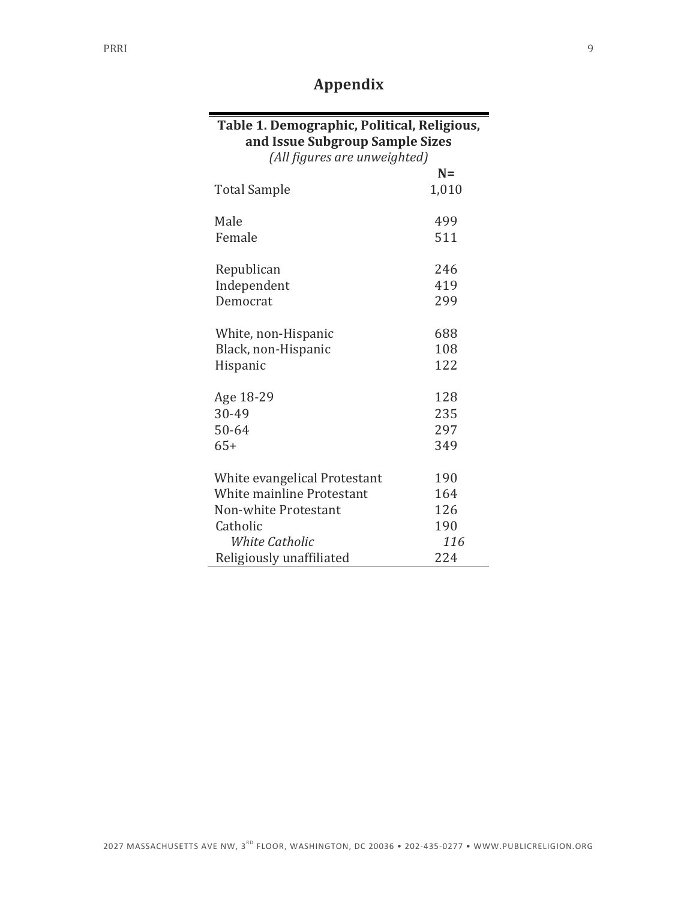# Appendix

**Table 1. Demographic, Political, Religious, and Issue Subgroup Sample Sizes**
*(All figures are unweighted)*

| | N= |
|---|---|
| Total Sample | 1,010 |
| | |
| Male | 499 |
| Female | 511 |
| | |
| Republican | 246 |
| Independent | 419 |
| Democrat | 299 |
| | |
| White, non-Hispanic | 688 |
| Black, non-Hispanic | 108 |
| Hispanic | 122 |
| | |
| Age 18-29 | 128 |
| 30-49 | 235 |
| 50-64 | 297 |
| 65+ | 349 |
| | |
| White evangelical Protestant | 190 |
| White mainline Protestant | 164 |
| Non-white Protestant | 126 |
| Catholic | 190 |
| *White Catholic* | *116* |
| Religiously unaffiliated | 224 |

2027 MASSACHUSETTS AVE NW, 3RD FLOOR, WASHINGTON, DC 20036 • 202-435-0277 • WWW.PUBLICRELIGION.ORG